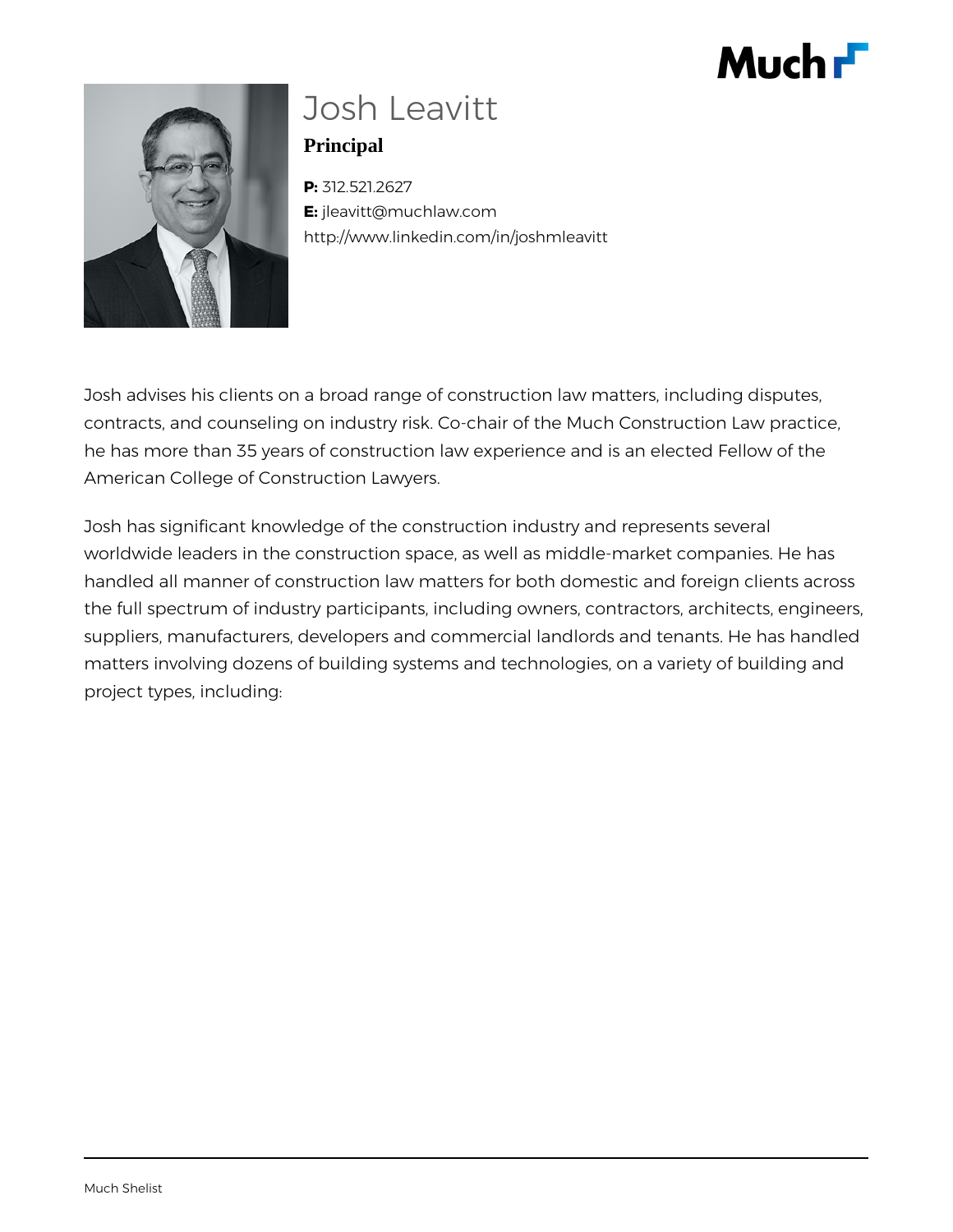# Josh Leavitt

**Principal**

**P:** 312.521.2627
**E:** jleavitt@muchlaw.com
http://www.linkedin.com/in/joshmleavitt

Josh advises his clients on a broad range of construction law matters, including disputes, contracts, and counseling on industry risk. Co-chair of the Much Construction Law practice, he has more than 35 years of construction law experience and is an elected Fellow of the American College of Construction Lawyers.

Josh has significant knowledge of the construction industry and represents several worldwide leaders in the construction space, as well as middle-market companies. He has handled all manner of construction law matters for both domestic and foreign clients across the full spectrum of industry participants, including owners, contractors, architects, engineers, suppliers, manufacturers, developers and commercial landlords and tenants. He has handled matters involving dozens of building systems and technologies, on a variety of building and project types, including: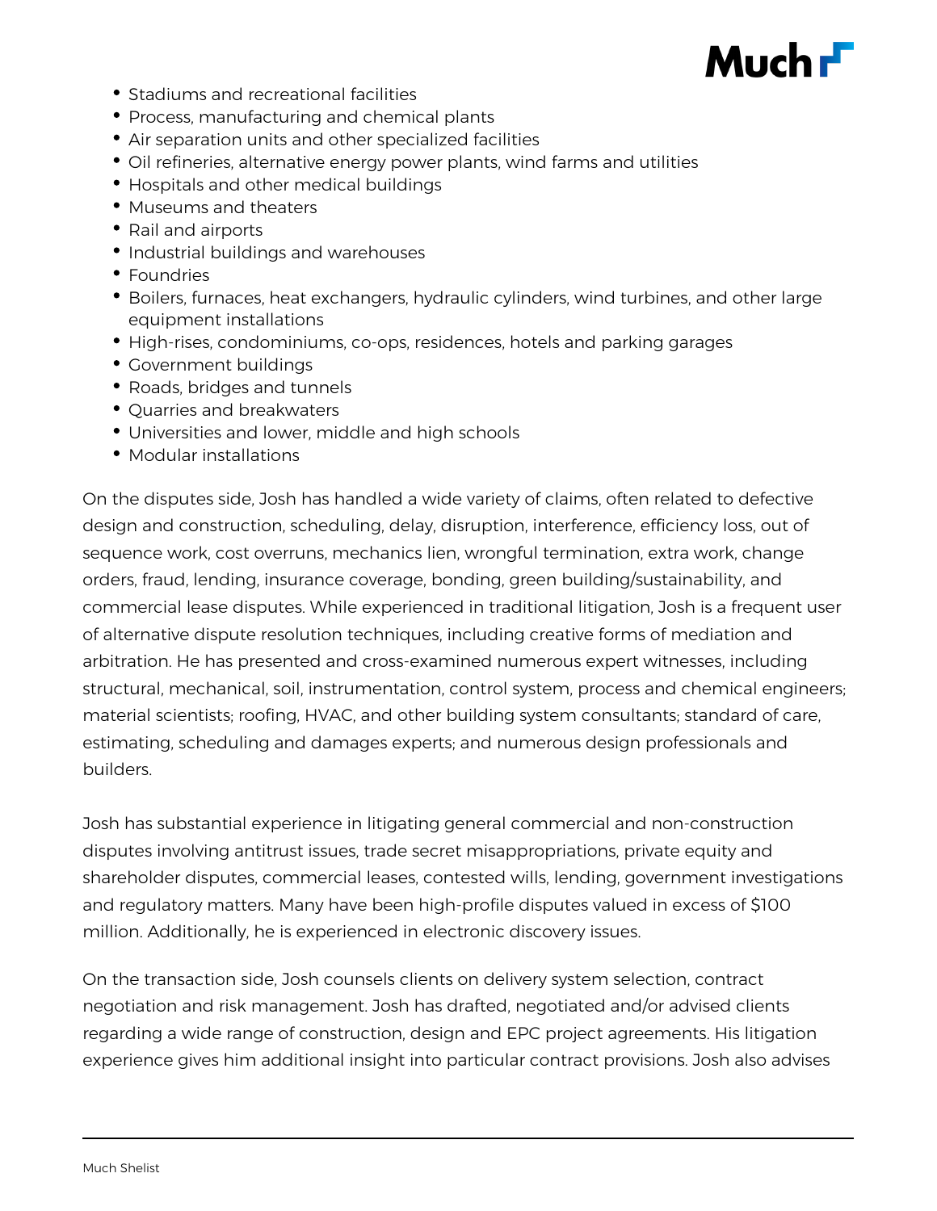- Stadiums and recreational facilities
- Process, manufacturing and chemical plants
- Air separation units and other specialized facilities
- Oil refineries, alternative energy power plants, wind farms and utilities
- Hospitals and other medical buildings
- Museums and theaters
- Rail and airports
- Industrial buildings and warehouses
- Foundries
- Boilers, furnaces, heat exchangers, hydraulic cylinders, wind turbines, and other large equipment installations
- High-rises, condominiums, co-ops, residences, hotels and parking garages
- Government buildings
- Roads, bridges and tunnels
- Quarries and breakwaters
- Universities and lower, middle and high schools
- Modular installations

On the disputes side, Josh has handled a wide variety of claims, often related to defective design and construction, scheduling, delay, disruption, interference, efficiency loss, out of sequence work, cost overruns, mechanics lien, wrongful termination, extra work, change orders, fraud, lending, insurance coverage, bonding, green building/sustainability, and commercial lease disputes. While experienced in traditional litigation, Josh is a frequent user of alternative dispute resolution techniques, including creative forms of mediation and arbitration. He has presented and cross-examined numerous expert witnesses, including structural, mechanical, soil, instrumentation, control system, process and chemical engineers; material scientists; roofing, HVAC, and other building system consultants; standard of care, estimating, scheduling and damages experts; and numerous design professionals and builders.

Josh has substantial experience in litigating general commercial and non-construction disputes involving antitrust issues, trade secret misappropriations, private equity and shareholder disputes, commercial leases, contested wills, lending, government investigations and regulatory matters. Many have been high-profile disputes valued in excess of $100 million. Additionally, he is experienced in electronic discovery issues.

On the transaction side, Josh counsels clients on delivery system selection, contract negotiation and risk management. Josh has drafted, negotiated and/or advised clients regarding a wide range of construction, design and EPC project agreements. His litigation experience gives him additional insight into particular contract provisions. Josh also advises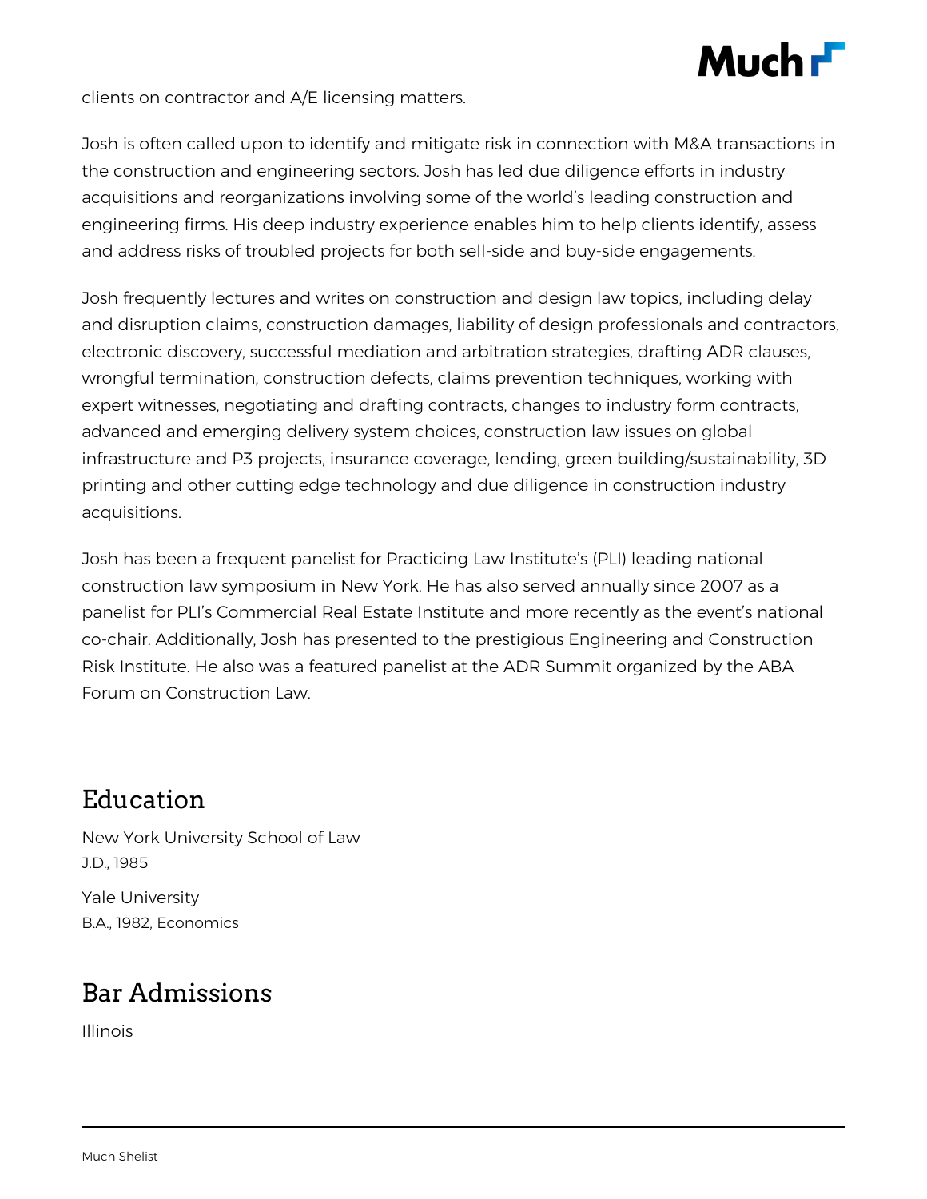clients on contractor and A/E licensing matters.

Josh is often called upon to identify and mitigate risk in connection with M&A transactions in the construction and engineering sectors. Josh has led due diligence efforts in industry acquisitions and reorganizations involving some of the world's leading construction and engineering firms. His deep industry experience enables him to help clients identify, assess and address risks of troubled projects for both sell-side and buy-side engagements.

Josh frequently lectures and writes on construction and design law topics, including delay and disruption claims, construction damages, liability of design professionals and contractors, electronic discovery, successful mediation and arbitration strategies, drafting ADR clauses, wrongful termination, construction defects, claims prevention techniques, working with expert witnesses, negotiating and drafting contracts, changes to industry form contracts, advanced and emerging delivery system choices, construction law issues on global infrastructure and P3 projects, insurance coverage, lending, green building/sustainability, 3D printing and other cutting edge technology and due diligence in construction industry acquisitions.

Josh has been a frequent panelist for Practicing Law Institute's (PLI) leading national construction law symposium in New York. He has also served annually since 2007 as a panelist for PLI's Commercial Real Estate Institute and more recently as the event's national co-chair. Additionally, Josh has presented to the prestigious Engineering and Construction Risk Institute. He also was a featured panelist at the ADR Summit organized by the ABA Forum on Construction Law.

## Education

New York University School of Law
J.D., 1985

Yale University
B.A., 1982, Economics

## Bar Admissions

Illinois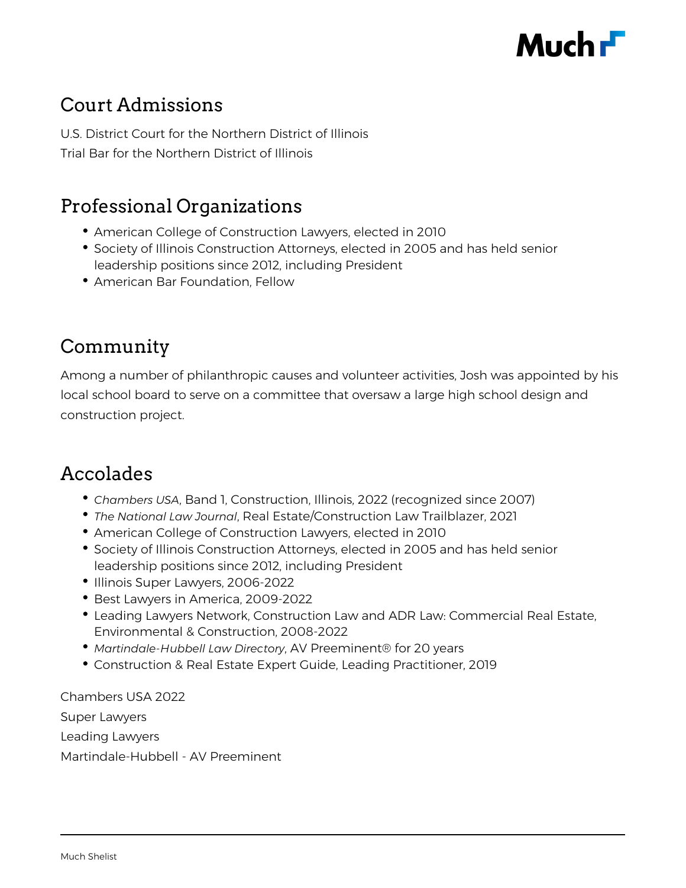## Court Admissions

U.S. District Court for the Northern District of Illinois

Trial Bar for the Northern District of Illinois

## Professional Organizations

- American College of Construction Lawyers, elected in 2010
- Society of Illinois Construction Attorneys, elected in 2005 and has held senior leadership positions since 2012, including President
- American Bar Foundation, Fellow

## Community

Among a number of philanthropic causes and volunteer activities, Josh was appointed by his local school board to serve on a committee that oversaw a large high school design and construction project.

## Accolades

- *Chambers USA*, Band 1, Construction, Illinois, 2022 (recognized since 2007)
- *The National Law Journal*, Real Estate/Construction Law Trailblazer, 2021
- American College of Construction Lawyers, elected in 2010
- Society of Illinois Construction Attorneys, elected in 2005 and has held senior leadership positions since 2012, including President
- Illinois Super Lawyers, 2006-2022
- Best Lawyers in America, 2009-2022
- Leading Lawyers Network, Construction Law and ADR Law: Commercial Real Estate, Environmental & Construction, 2008-2022
- *Martindale-Hubbell Law Directory*, AV Preeminent® for 20 years
- Construction & Real Estate Expert Guide, Leading Practitioner, 2019

Chambers USA 2022

Super Lawyers

Leading Lawyers

Martindale-Hubbell - AV Preeminent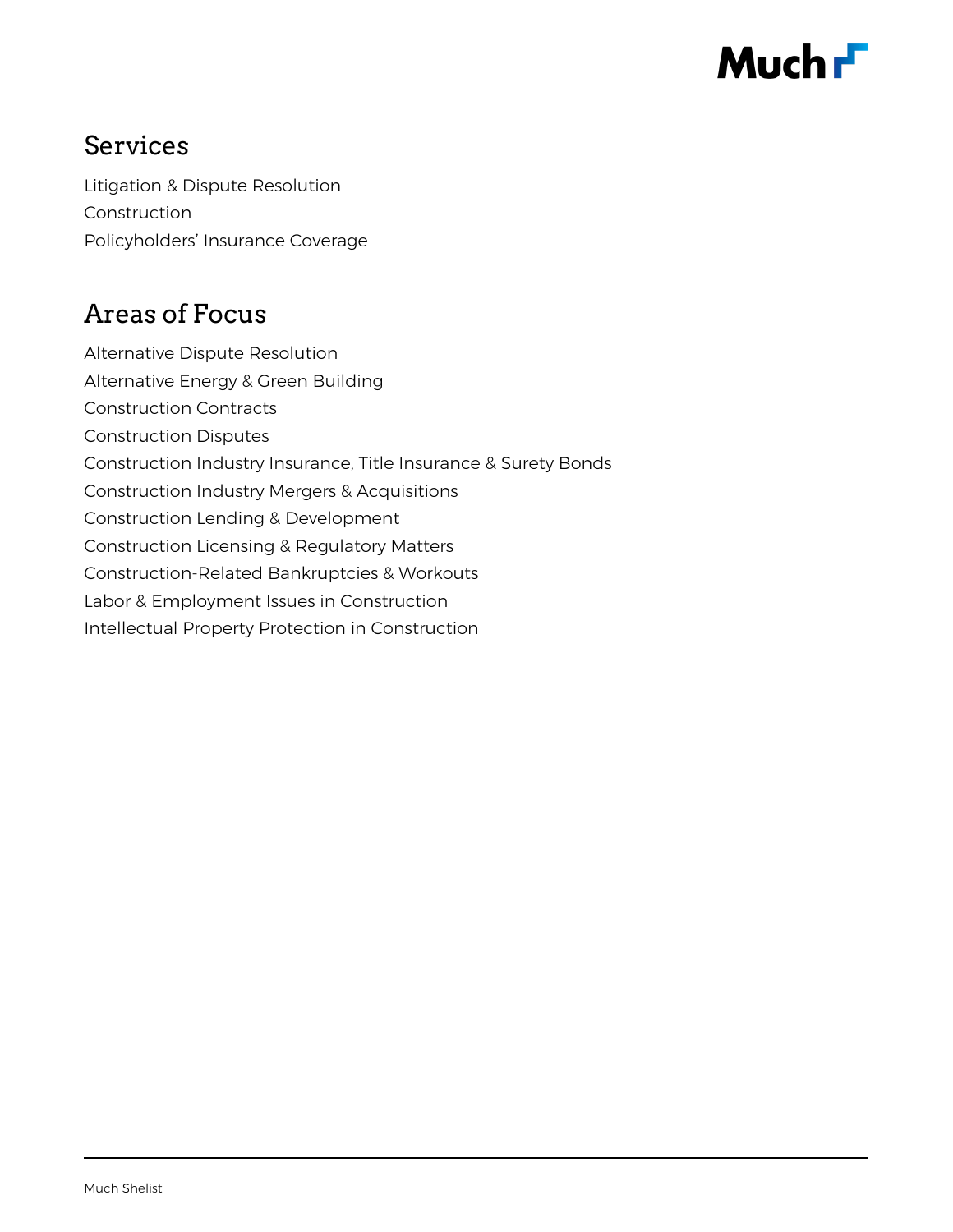## Services

Litigation & Dispute Resolution
Construction
Policyholders' Insurance Coverage

## Areas of Focus

Alternative Dispute Resolution
Alternative Energy & Green Building
Construction Contracts
Construction Disputes
Construction Industry Insurance, Title Insurance & Surety Bonds
Construction Industry Mergers & Acquisitions
Construction Lending & Development
Construction Licensing & Regulatory Matters
Construction-Related Bankruptcies & Workouts
Labor & Employment Issues in Construction
Intellectual Property Protection in Construction